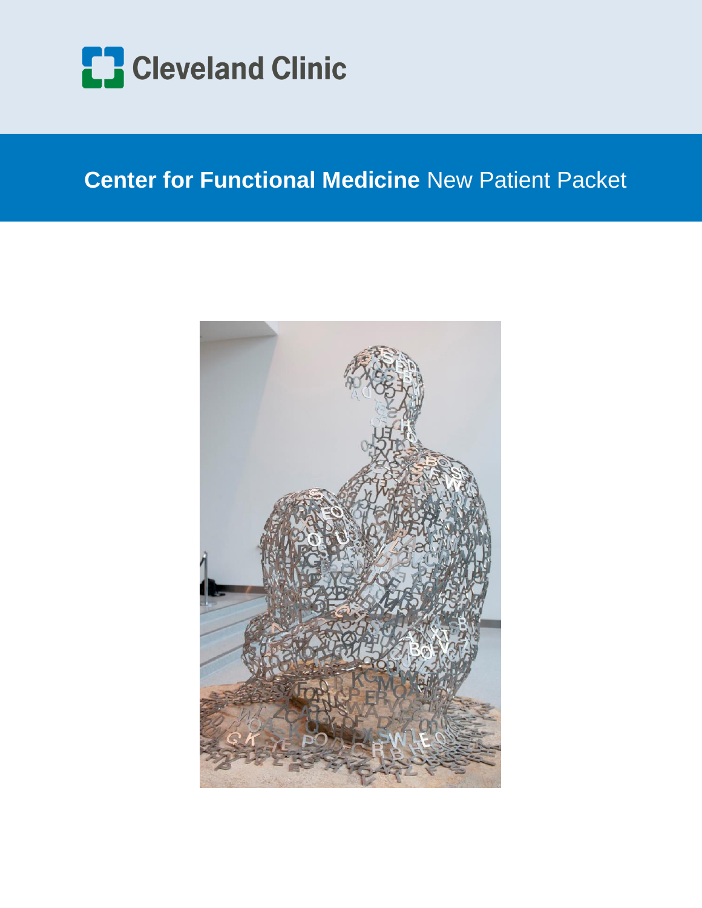Cleveland Clinic

# **Center for Functional Medicine** New Patient Packet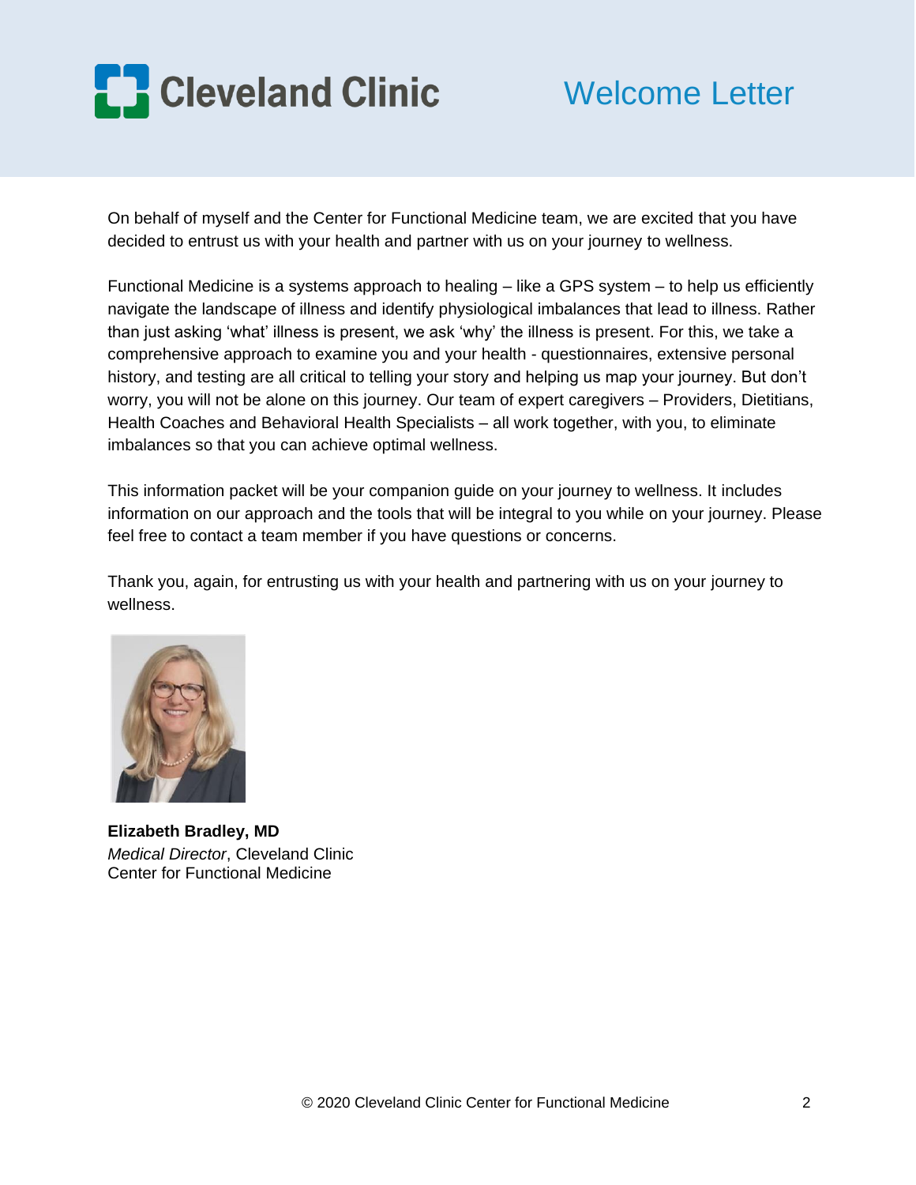# Welcome Letter

On behalf of myself and the Center for Functional Medicine team, we are excited that you have decided to entrust us with your health and partner with us on your journey to wellness.

Functional Medicine is a systems approach to healing – like a GPS system – to help us efficiently navigate the landscape of illness and identify physiological imbalances that lead to illness. Rather than just asking 'what' illness is present, we ask 'why' the illness is present. For this, we take a comprehensive approach to examine you and your health - questionnaires, extensive personal history, and testing are all critical to telling your story and helping us map your journey. But don't worry, you will not be alone on this journey. Our team of expert caregivers – Providers, Dietitians, Health Coaches and Behavioral Health Specialists – all work together, with you, to eliminate imbalances so that you can achieve optimal wellness.

This information packet will be your companion guide on your journey to wellness. It includes information on our approach and the tools that will be integral to you while on your journey. Please feel free to contact a team member if you have questions or concerns.

Thank you, again, for entrusting us with your health and partnering with us on your journey to wellness.

**Elizabeth Bradley, MD**
*Medical Director*, Cleveland Clinic
Center for Functional Medicine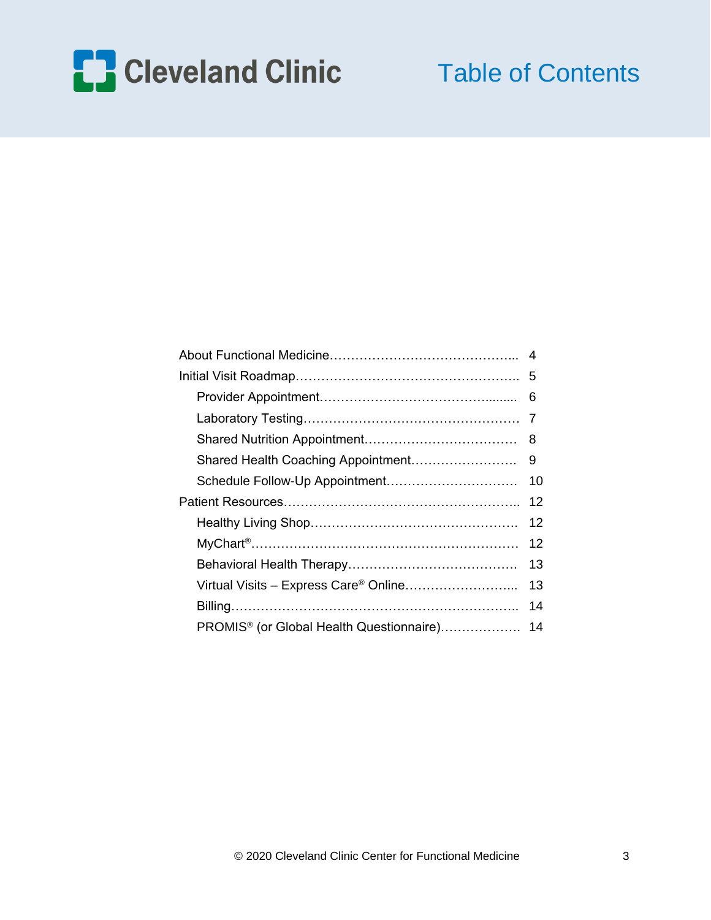Cleveland Clinic

# Table of Contents

About Functional Medicine……………………………………….. 4
Initial Visit Roadmap……………………………………………….. 5
- Provider Appointment………………………………………........ 6
- Laboratory Testing……………………………………………… 7
- Shared Nutrition Appointment……………………………… 8
- Shared Health Coaching Appointment……………………. 9
- Schedule Follow-Up Appointment………………………… 10

Patient Resources……………………………………………….. 12
- Healthy Living Shop…………………………………………… 12
- MyChart®……………………………………………………… 12
- Behavioral Health Therapy…………………………………. 13
- Virtual Visits – Express Care® Online……………………... 13
- Billing………………………………………………………….. 14
- PROMIS® (or Global Health Questionnaire)………………. 14

© 2020 Cleveland Clinic Center for Functional Medicine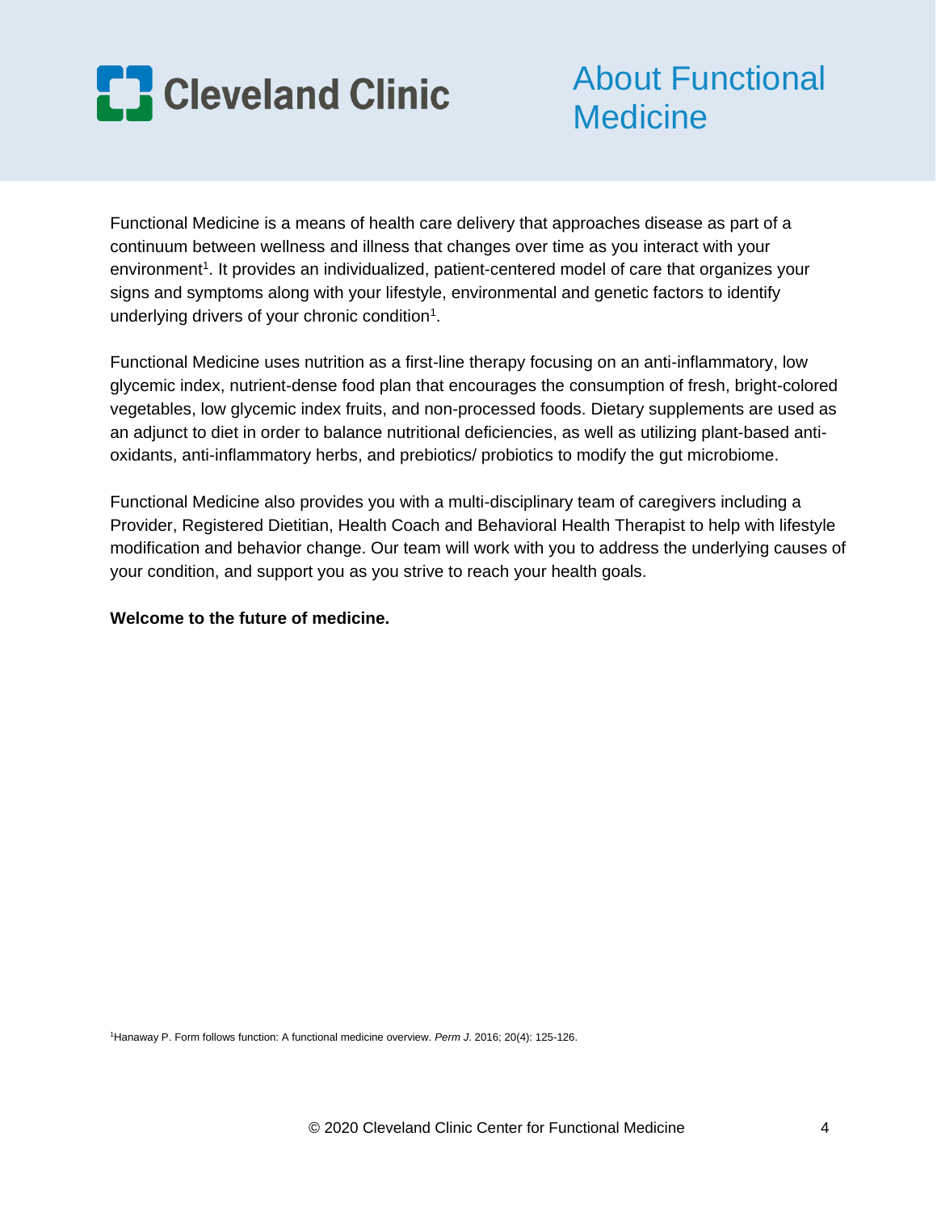# About Functional Medicine

Functional Medicine is a means of health care delivery that approaches disease as part of a continuum between wellness and illness that changes over time as you interact with your environment[1]. It provides an individualized, patient-centered model of care that organizes your signs and symptoms along with your lifestyle, environmental and genetic factors to identify underlying drivers of your chronic condition[1].

Functional Medicine uses nutrition as a first-line therapy focusing on an anti-inflammatory, low glycemic index, nutrient-dense food plan that encourages the consumption of fresh, bright-colored vegetables, low glycemic index fruits, and non-processed foods. Dietary supplements are used as an adjunct to diet in order to balance nutritional deficiencies, as well as utilizing plant-based anti-oxidants, anti-inflammatory herbs, and prebiotics/ probiotics to modify the gut microbiome.

Functional Medicine also provides you with a multi-disciplinary team of caregivers including a Provider, Registered Dietitian, Health Coach and Behavioral Health Therapist to help with lifestyle modification and behavior change. Our team will work with you to address the underlying causes of your condition, and support you as you strive to reach your health goals.

**Welcome to the future of medicine.**

[1]Hanaway P. Form follows function: A functional medicine overview. *Perm J*. 2016; 20(4): 125-126.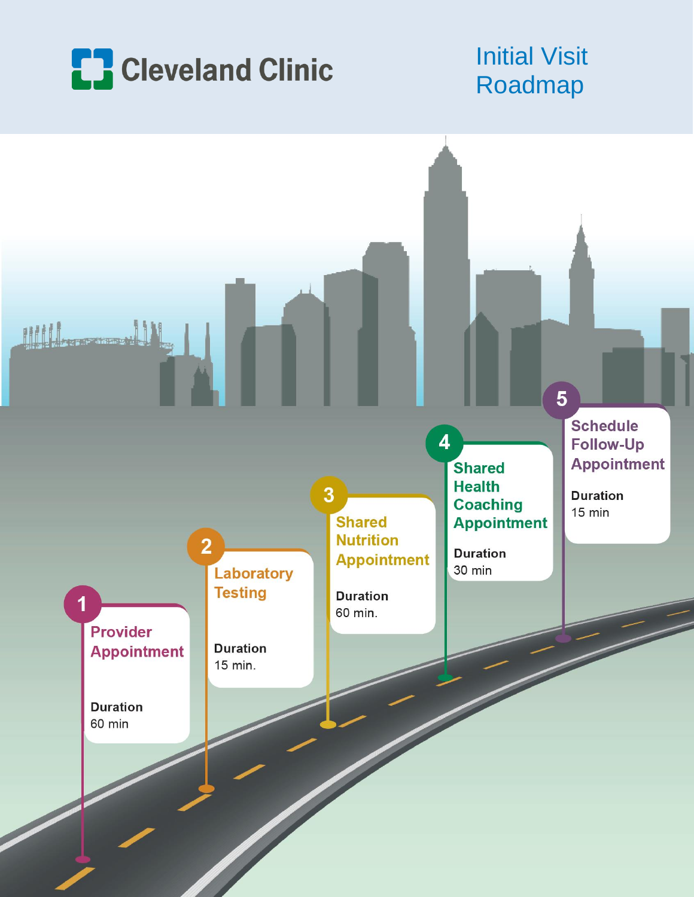Cleveland Clinic

# Initial Visit Roadmap

## 1. Provider Appointment

**Duration**
60 min

## 2. Laboratory Testing

**Duration**
15 min.

## 3. Shared Nutrition Appointment

**Duration**
60 min.

## 4. Shared Health Coaching Appointment

**Duration**
30 min

## 5. Schedule Follow-Up Appointment

**Duration**
15 min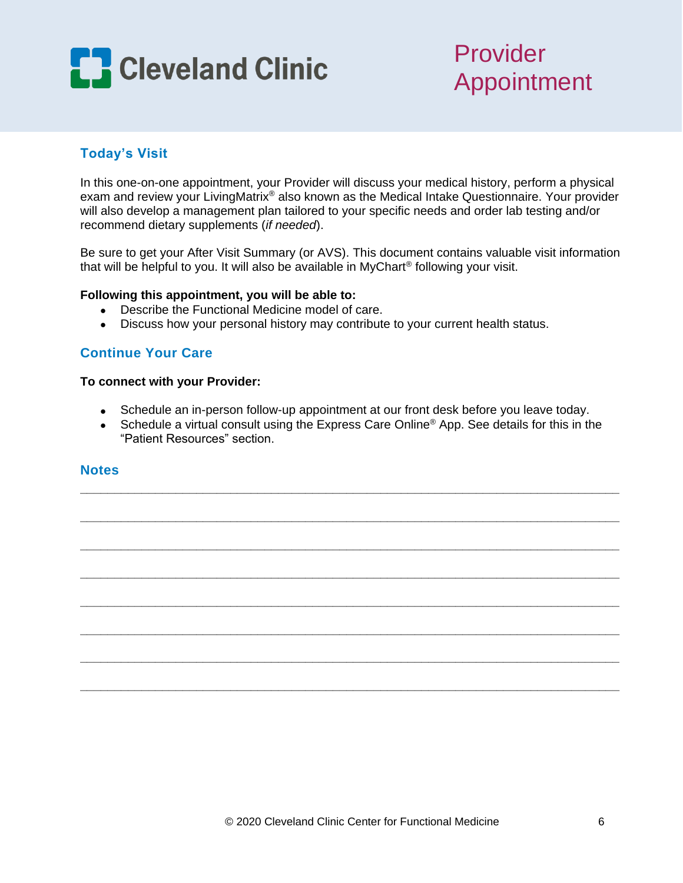Cleveland Clinic

# Provider Appointment

## Today's Visit

In this one-on-one appointment, your Provider will discuss your medical history, perform a physical exam and review your LivingMatrix® also known as the Medical Intake Questionnaire. Your provider will also develop a management plan tailored to your specific needs and order lab testing and/or recommend dietary supplements (*if needed*).

Be sure to get your After Visit Summary (or AVS). This document contains valuable visit information that will be helpful to you. It will also be available in MyChart® following your visit.

**Following this appointment, you will be able to:**

- Describe the Functional Medicine model of care.
- Discuss how your personal history may contribute to your current health status.

## Continue Your Care

**To connect with your Provider:**

- Schedule an in-person follow-up appointment at our front desk before you leave today.
- Schedule a virtual consult using the Express Care Online® App. See details for this in the "Patient Resources" section.

## Notes

_______________________________________________________________________________

_______________________________________________________________________________

_______________________________________________________________________________

_______________________________________________________________________________

_______________________________________________________________________________

_______________________________________________________________________________

_______________________________________________________________________________

_______________________________________________________________________________

© 2020 Cleveland Clinic Center for Functional Medicine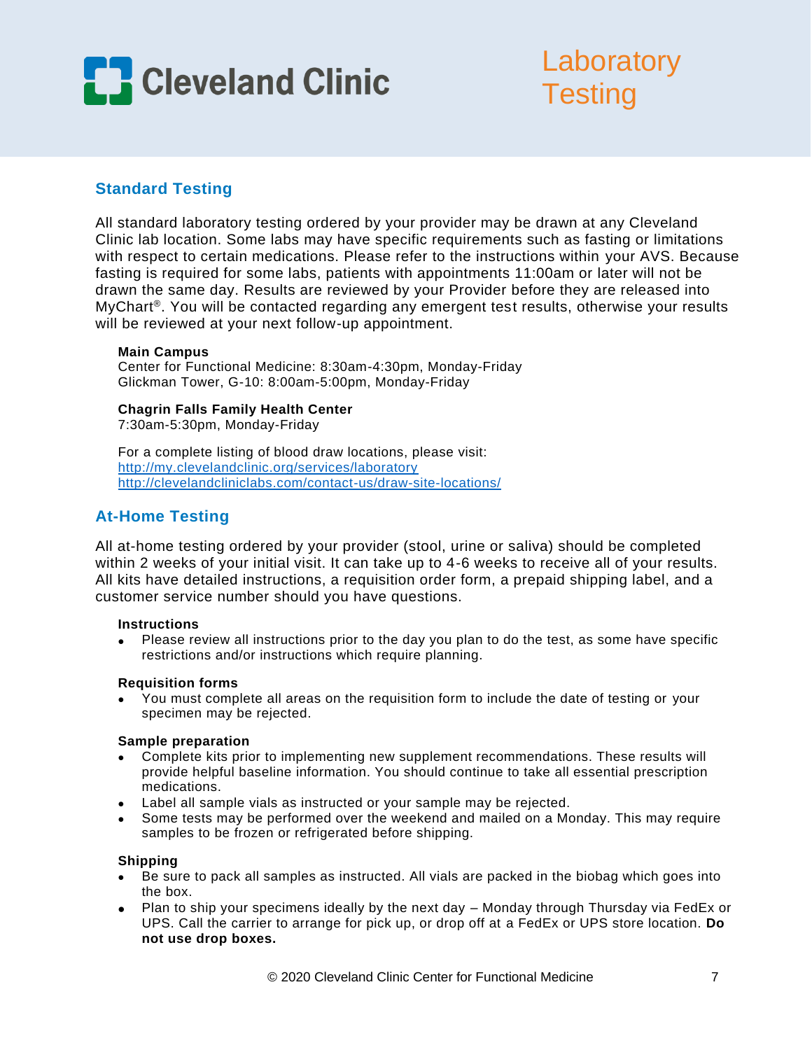Cleveland Clinic

# Laboratory Testing

## Standard Testing

All standard laboratory testing ordered by your provider may be drawn at any Cleveland Clinic lab location. Some labs may have specific requirements such as fasting or limitations with respect to certain medications. Please refer to the instructions within your AVS. Because fasting is required for some labs, patients with appointments 11:00am or later will not be drawn the same day. Results are reviewed by your Provider before they are released into MyChart®. You will be contacted regarding any emergent test results, otherwise your results will be reviewed at your next follow-up appointment.

**Main Campus**
Center for Functional Medicine: 8:30am-4:30pm, Monday-Friday
Glickman Tower, G-10: 8:00am-5:00pm, Monday-Friday

**Chagrin Falls Family Health Center**
7:30am-5:30pm, Monday-Friday

For a complete listing of blood draw locations, please visit:
http://my.clevelandclinic.org/services/laboratory
http://clevelandcliniclabs.com/contact-us/draw-site-locations/

## At-Home Testing

All at-home testing ordered by your provider (stool, urine or saliva) should be completed within 2 weeks of your initial visit. It can take up to 4-6 weeks to receive all of your results. All kits have detailed instructions, a requisition order form, a prepaid shipping label, and a customer service number should you have questions.

**Instructions**

- Please review all instructions prior to the day you plan to do the test, as some have specific restrictions and/or instructions which require planning.

**Requisition forms**

- You must complete all areas on the requisition form to include the date of testing or your specimen may be rejected.

**Sample preparation**

- Complete kits prior to implementing new supplement recommendations. These results will provide helpful baseline information. You should continue to take all essential prescription medications.
- Label all sample vials as instructed or your sample may be rejected.
- Some tests may be performed over the weekend and mailed on a Monday. This may require samples to be frozen or refrigerated before shipping.

**Shipping**

- Be sure to pack all samples as instructed. All vials are packed in the biobag which goes into the box.
- Plan to ship your specimens ideally by the next day – Monday through Thursday via FedEx or UPS. Call the carrier to arrange for pick up, or drop off at a FedEx or UPS store location. **Do not use drop boxes.**

© 2020 Cleveland Clinic Center for Functional Medicine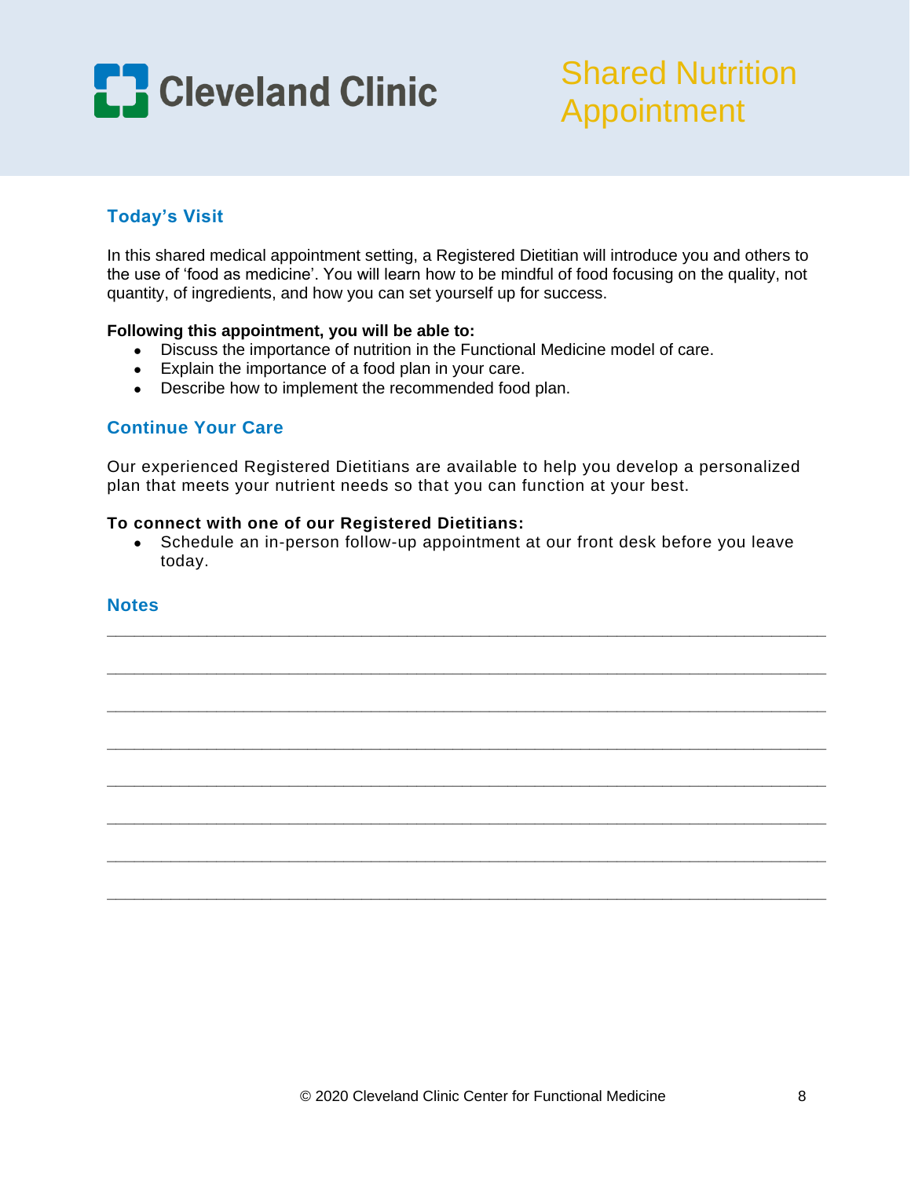Cleveland Clinic

# Shared Nutrition Appointment

## Today's Visit

In this shared medical appointment setting, a Registered Dietitian will introduce you and others to the use of 'food as medicine'. You will learn how to be mindful of food focusing on the quality, not quantity, of ingredients, and how you can set yourself up for success.

**Following this appointment, you will be able to:**

- Discuss the importance of nutrition in the Functional Medicine model of care.
- Explain the importance of a food plan in your care.
- Describe how to implement the recommended food plan.

## Continue Your Care

Our experienced Registered Dietitians are available to help you develop a personalized plan that meets your nutrient needs so that you can function at your best.

**To connect with one of our Registered Dietitians:**

- Schedule an in-person follow-up appointment at our front desk before you leave today.

## Notes

___________________________________________________________________________

___________________________________________________________________________

___________________________________________________________________________

___________________________________________________________________________

___________________________________________________________________________

___________________________________________________________________________

___________________________________________________________________________

___________________________________________________________________________

© 2020 Cleveland Clinic Center for Functional Medicine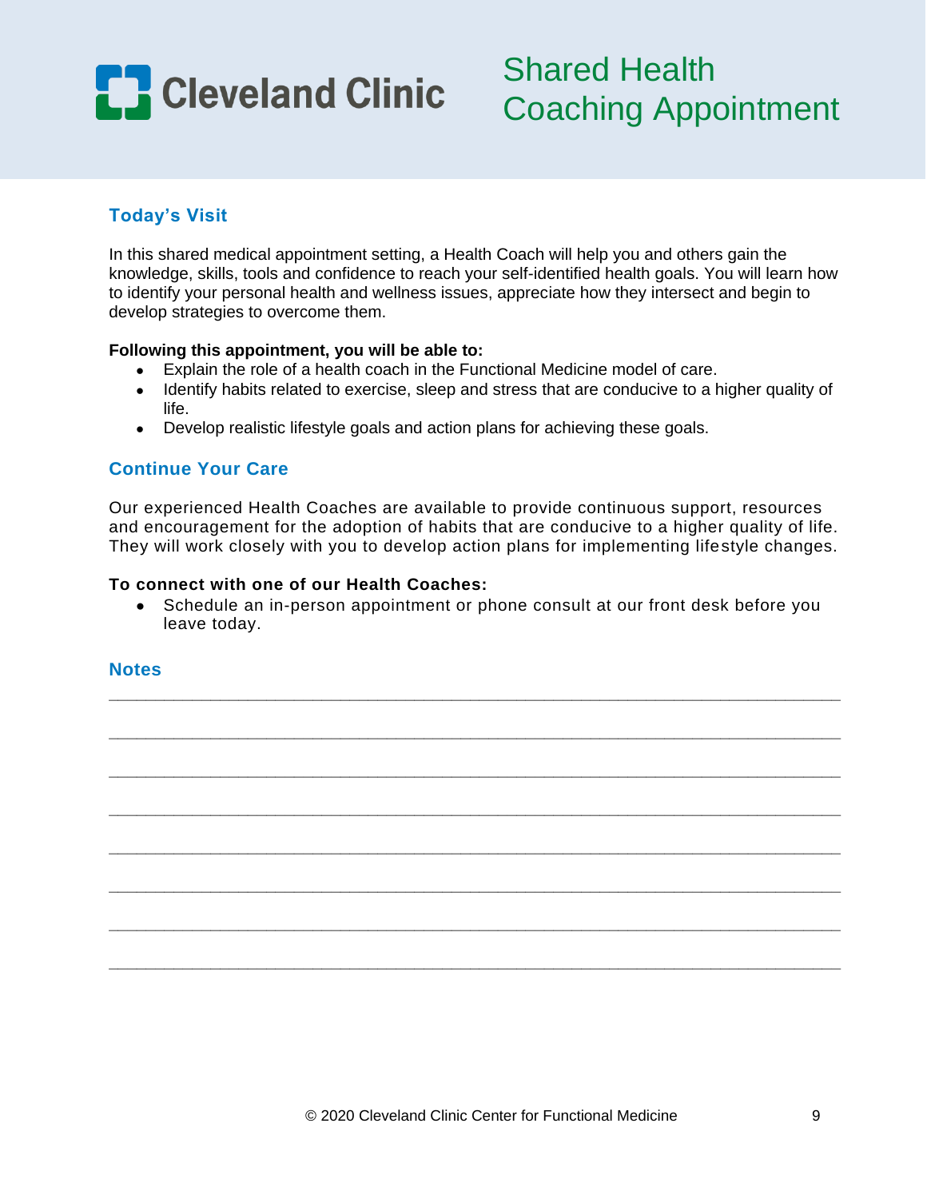Cleveland Clinic

# Shared Health Coaching Appointment

## Today's Visit

In this shared medical appointment setting, a Health Coach will help you and others gain the knowledge, skills, tools and confidence to reach your self-identified health goals. You will learn how to identify your personal health and wellness issues, appreciate how they intersect and begin to develop strategies to overcome them.

**Following this appointment, you will be able to:**

- Explain the role of a health coach in the Functional Medicine model of care.
- Identify habits related to exercise, sleep and stress that are conducive to a higher quality of life.
- Develop realistic lifestyle goals and action plans for achieving these goals.

## Continue Your Care

Our experienced Health Coaches are available to provide continuous support, resources and encouragement for the adoption of habits that are conducive to a higher quality of life. They will work closely with you to develop action plans for implementing lifestyle changes.

**To connect with one of our Health Coaches:**

- Schedule an in-person appointment or phone consult at our front desk before you leave today.

## Notes

________________________________________________________________________

________________________________________________________________________

________________________________________________________________________

________________________________________________________________________

________________________________________________________________________

________________________________________________________________________

________________________________________________________________________

________________________________________________________________________

© 2020 Cleveland Clinic Center for Functional Medicine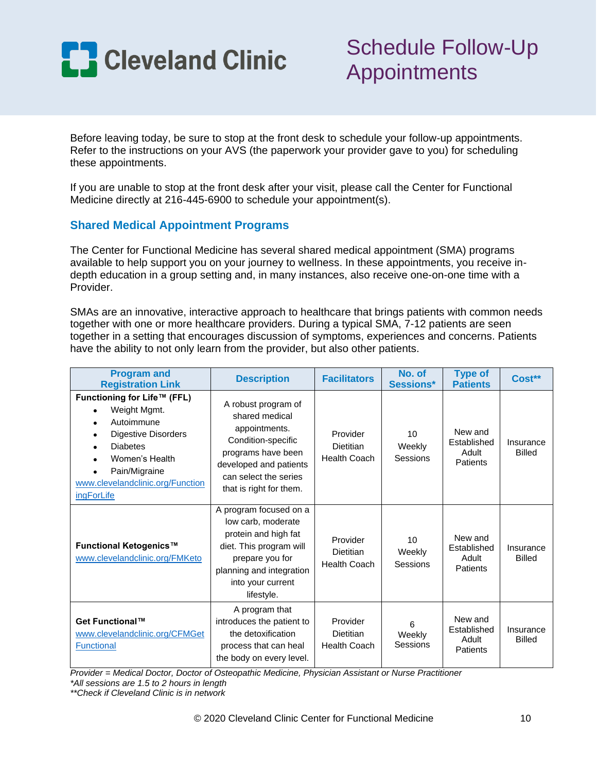# Schedule Follow-Up Appointments

Before leaving today, be sure to stop at the front desk to schedule your follow-up appointments. Refer to the instructions on your AVS (the paperwork your provider gave to you) for scheduling these appointments.

If you are unable to stop at the front desk after your visit, please call the Center for Functional Medicine directly at 216-445-6900 to schedule your appointment(s).

## Shared Medical Appointment Programs

The Center for Functional Medicine has several shared medical appointment (SMA) programs available to help support you on your journey to wellness. In these appointments, you receive in-depth education in a group setting and, in many instances, also receive one-on-one time with a Provider.

SMAs are an innovative, interactive approach to healthcare that brings patients with common needs together with one or more healthcare providers. During a typical SMA, 7-12 patients are seen together in a setting that encourages discussion of symptoms, experiences and concerns. Patients have the ability to not only learn from the provider, but also other patients.

| Program and Registration Link | Description | Facilitators | No. of Sessions* | Type of Patients | Cost** |
|---|---|---|---|---|---|
| **Functioning for Life™ (FFL)**<br>• Weight Mgmt.<br>• Autoimmune<br>• Digestive Disorders<br>• Diabetes<br>• Women's Health<br>• Pain/Migraine<br>www.clevelandclinic.org/FunctioningForLife | A robust program of shared medical appointments. Condition-specific programs have been developed and patients can select the series that is right for them. | Provider<br>Dietitian<br>Health Coach | 10 Weekly Sessions | New and Established Adult Patients | Insurance Billed |
| **Functional Ketogenics™**<br>www.clevelandclinic.org/FMKeto | A program focused on a low carb, moderate protein and high fat diet. This program will prepare you for planning and integration into your current lifestyle. | Provider<br>Dietitian<br>Health Coach | 10 Weekly Sessions | New and Established Adult Patients | Insurance Billed |
| **Get Functional™**<br>www.clevelandclinic.org/CFMGetFunctional | A program that introduces the patient to the detoxification process that can heal the body on every level. | Provider<br>Dietitian<br>Health Coach | 6 Weekly Sessions | New and Established Adult Patients | Insurance Billed |

*Provider = Medical Doctor, Doctor of Osteopathic Medicine, Physician Assistant or Nurse Practitioner*
*\*All sessions are 1.5 to 2 hours in length*
*\*\*Check if Cleveland Clinic is in network*

© 2020 Cleveland Clinic Center for Functional Medicine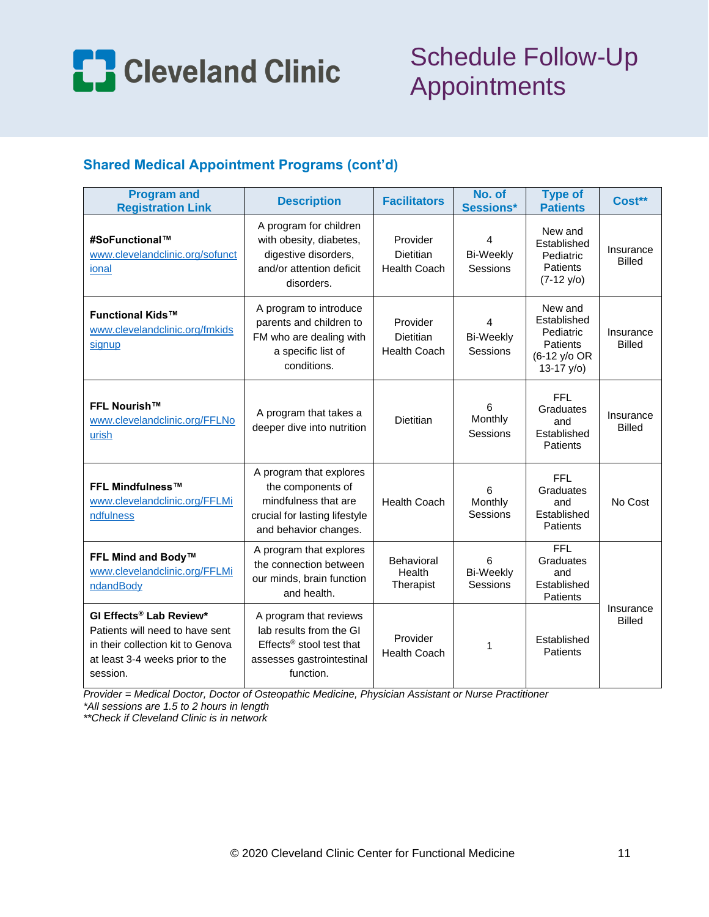# Schedule Follow-Up Appointments

## Shared Medical Appointment Programs (cont'd)

| Program and Registration Link | Description | Facilitators | No. of Sessions* | Type of Patients | Cost** |
|---|---|---|---|---|---|
| **#SoFunctional™** www.clevelandclinic.org/sofunctional | A program for children with obesity, diabetes, digestive disorders, and/or attention deficit disorders. | Provider Dietitian Health Coach | 4 Bi-Weekly Sessions | New and Established Pediatric Patients (7-12 y/o) | Insurance Billed |
| **Functional Kids™** www.clevelandclinic.org/fmkidssignup | A program to introduce parents and children to FM who are dealing with a specific list of conditions. | Provider Dietitian Health Coach | 4 Bi-Weekly Sessions | New and Established Pediatric Patients (6-12 y/o OR 13-17 y/o) | Insurance Billed |
| **FFL Nourish™** www.clevelandclinic.org/FFLNourish | A program that takes a deeper dive into nutrition | Dietitian | 6 Monthly Sessions | FFL Graduates and Established Patients | Insurance Billed |
| **FFL Mindfulness™** www.clevelandclinic.org/FFLMindfulness | A program that explores the components of mindfulness that are crucial for lasting lifestyle and behavior changes. | Health Coach | 6 Monthly Sessions | FFL Graduates and Established Patients | No Cost |
| **FFL Mind and Body™** www.clevelandclinic.org/FFLMindandBody | A program that explores the connection between our minds, brain function and health. | Behavioral Health Therapist | 6 Bi-Weekly Sessions | FFL Graduates and Established Patients | Insurance Billed |
| **GI Effects® Lab Review*** Patients will need to have sent in their collection kit to Genova at least 3-4 weeks prior to the session. | A program that reviews lab results from the GI Effects® stool test that assesses gastrointestinal function. | Provider Health Coach | 1 | Established Patients | Insurance Billed |

*Provider = Medical Doctor, Doctor of Osteopathic Medicine, Physician Assistant or Nurse Practitioner*
**All sessions are 1.5 to 2 hours in length*
***Check if Cleveland Clinic is in network*

© 2020 Cleveland Clinic Center for Functional Medicine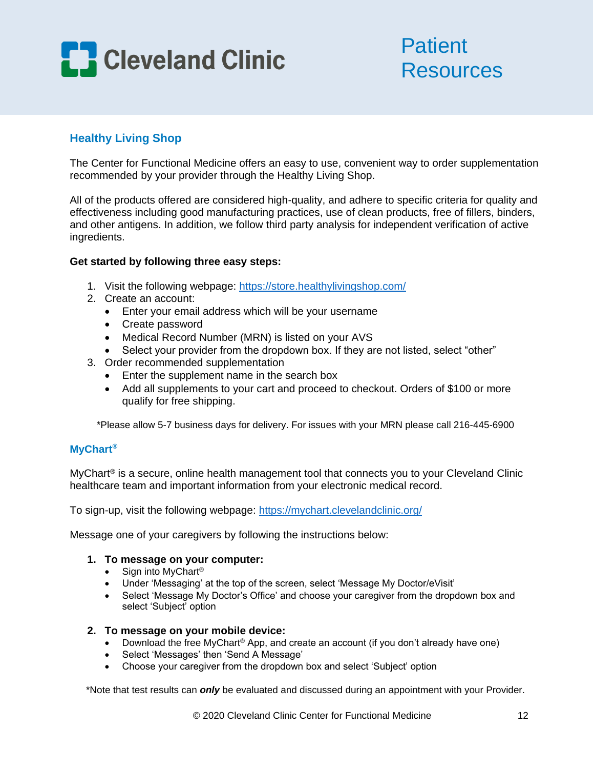# Patient Resources

## Healthy Living Shop

The Center for Functional Medicine offers an easy to use, convenient way to order supplementation recommended by your provider through the Healthy Living Shop.

All of the products offered are considered high-quality, and adhere to specific criteria for quality and effectiveness including good manufacturing practices, use of clean products, free of fillers, binders, and other antigens. In addition, we follow third party analysis for independent verification of active ingredients.

**Get started by following three easy steps:**

1. Visit the following webpage: https://store.healthylivingshop.com/
2. Create an account:
   - Enter your email address which will be your username
   - Create password
   - Medical Record Number (MRN) is listed on your AVS
   - Select your provider from the dropdown box. If they are not listed, select "other"
3. Order recommended supplementation
   - Enter the supplement name in the search box
   - Add all supplements to your cart and proceed to checkout. Orders of $100 or more qualify for free shipping.

*Please allow 5-7 business days for delivery. For issues with your MRN please call 216-445-6900

## MyChart®

MyChart® is a secure, online health management tool that connects you to your Cleveland Clinic healthcare team and important information from your electronic medical record.

To sign-up, visit the following webpage: https://mychart.clevelandclinic.org/

Message one of your caregivers by following the instructions below:

1. **To message on your computer:**
   - Sign into MyChart®
   - Under 'Messaging' at the top of the screen, select 'Message My Doctor/eVisit'
   - Select 'Message My Doctor's Office' and choose your caregiver from the dropdown box and select 'Subject' option
2. **To message on your mobile device:**
   - Download the free MyChart® App, and create an account (if you don't already have one)
   - Select 'Messages' then 'Send A Message'
   - Choose your caregiver from the dropdown box and select 'Subject' option

*Note that test results can ***only*** be evaluated and discussed during an appointment with your Provider.

© 2020 Cleveland Clinic Center for Functional Medicine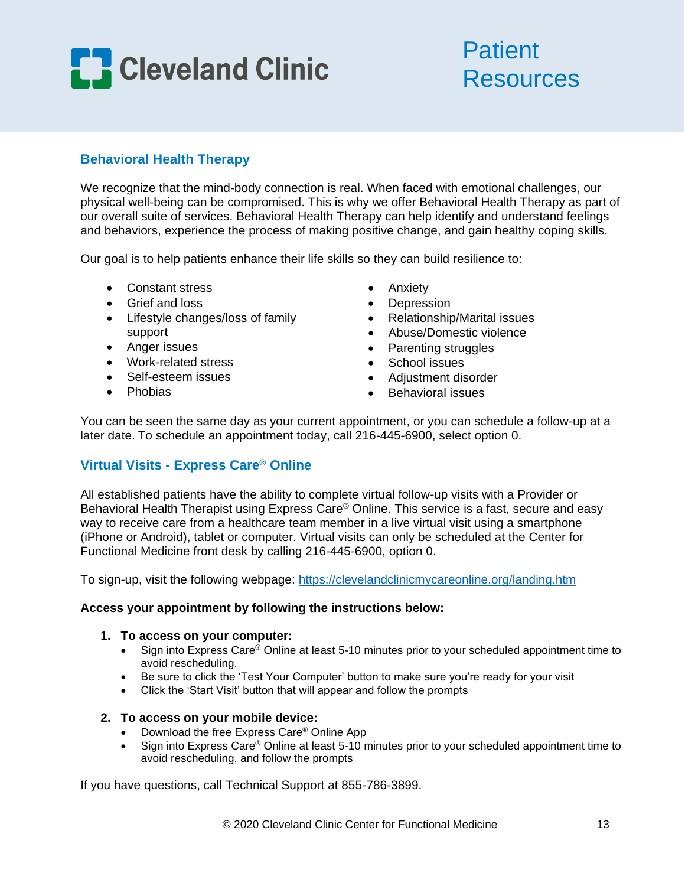Cleveland Clinic

Patient Resources

## Behavioral Health Therapy

We recognize that the mind-body connection is real. When faced with emotional challenges, our physical well-being can be compromised. This is why we offer Behavioral Health Therapy as part of our overall suite of services. Behavioral Health Therapy can help identify and understand feelings and behaviors, experience the process of making positive change, and gain healthy coping skills.

Our goal is to help patients enhance their life skills so they can build resilience to:

- Constant stress
- Grief and loss
- Lifestyle changes/loss of family support
- Anger issues
- Work-related stress
- Self-esteem issues
- Phobias
- Anxiety
- Depression
- Relationship/Marital issues
- Abuse/Domestic violence
- Parenting struggles
- School issues
- Adjustment disorder
- Behavioral issues

You can be seen the same day as your current appointment, or you can schedule a follow-up at a later date. To schedule an appointment today, call 216-445-6900, select option 0.

## Virtual Visits - Express Care® Online

All established patients have the ability to complete virtual follow-up visits with a Provider or Behavioral Health Therapist using Express Care® Online. This service is a fast, secure and easy way to receive care from a healthcare team member in a live virtual visit using a smartphone (iPhone or Android), tablet or computer. Virtual visits can only be scheduled at the Center for Functional Medicine front desk by calling 216-445-6900, option 0.

To sign-up, visit the following webpage: https://clevelandclinicmycareonline.org/landing.htm

**Access your appointment by following the instructions below:**

1. **To access on your computer:**
   - Sign into Express Care® Online at least 5-10 minutes prior to your scheduled appointment time to avoid rescheduling.
   - Be sure to click the 'Test Your Computer' button to make sure you're ready for your visit
   - Click the 'Start Visit' button that will appear and follow the prompts
2. **To access on your mobile device:**
   - Download the free Express Care® Online App
   - Sign into Express Care® Online at least 5-10 minutes prior to your scheduled appointment time to avoid rescheduling, and follow the prompts

If you have questions, call Technical Support at 855-786-3899.

© 2020 Cleveland Clinic Center for Functional Medicine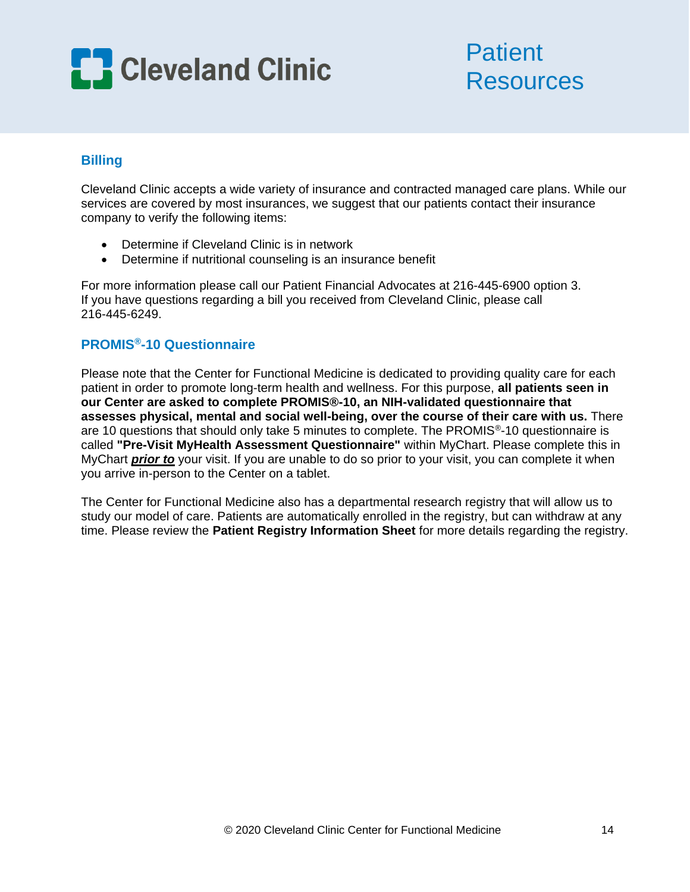Cleveland Clinic

# Patient Resources

## Billing

Cleveland Clinic accepts a wide variety of insurance and contracted managed care plans. While our services are covered by most insurances, we suggest that our patients contact their insurance company to verify the following items:

- Determine if Cleveland Clinic is in network
- Determine if nutritional counseling is an insurance benefit

For more information please call our Patient Financial Advocates at 216-445-6900 option 3. If you have questions regarding a bill you received from Cleveland Clinic, please call 216-445-6249.

## PROMIS®-10 Questionnaire

Please note that the Center for Functional Medicine is dedicated to providing quality care for each patient in order to promote long-term health and wellness. For this purpose, **all patients seen in our Center are asked to complete PROMIS®-10, an NIH-validated questionnaire that assesses physical, mental and social well-being, over the course of their care with us.** There are 10 questions that should only take 5 minutes to complete. The PROMIS®-10 questionnaire is called **"Pre-Visit MyHealth Assessment Questionnaire"** within MyChart. Please complete this in MyChart ***prior to*** your visit. If you are unable to do so prior to your visit, you can complete it when you arrive in-person to the Center on a tablet.

The Center for Functional Medicine also has a departmental research registry that will allow us to study our model of care. Patients are automatically enrolled in the registry, but can withdraw at any time. Please review the **Patient Registry Information Sheet** for more details regarding the registry.